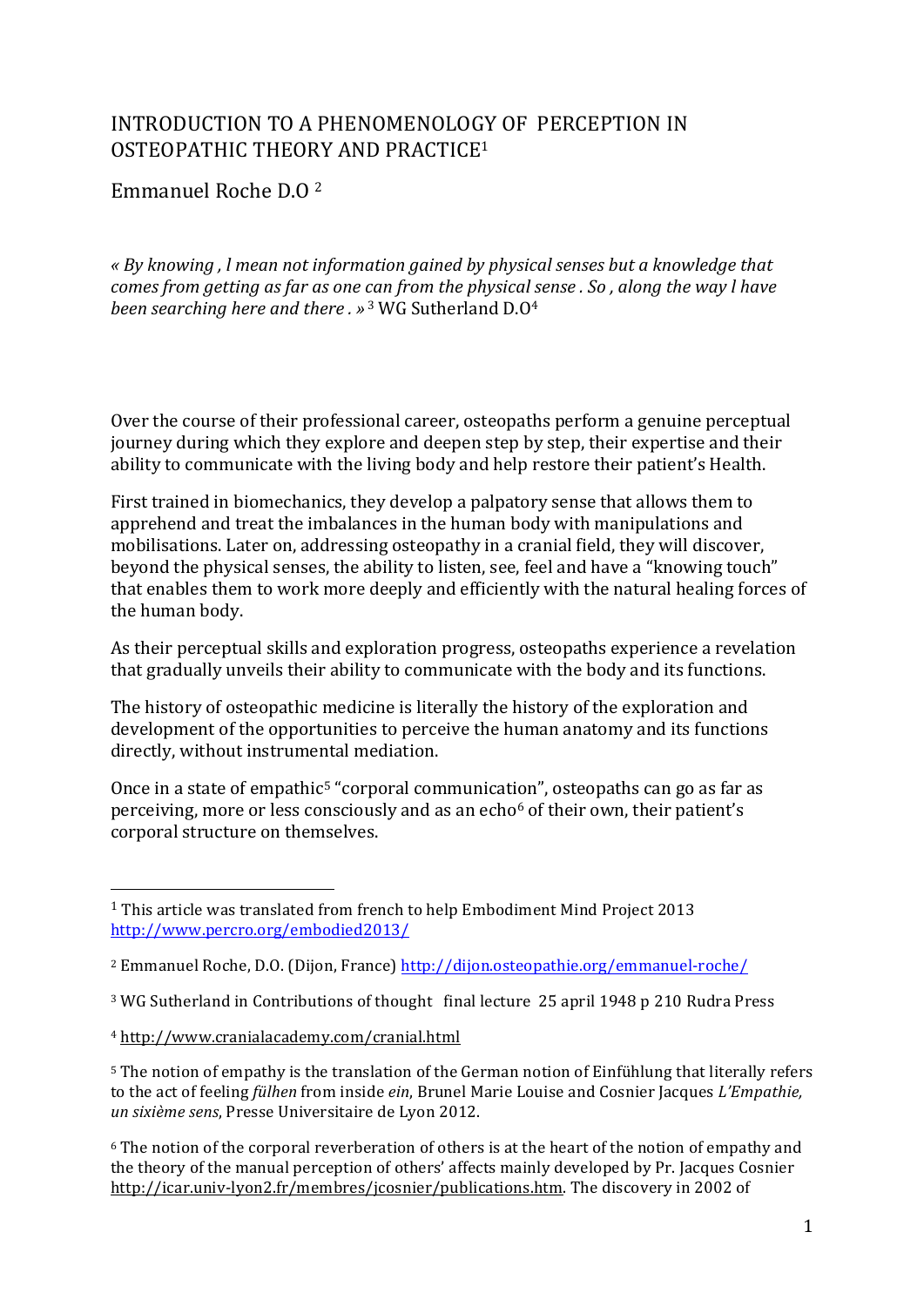# INTRODUCTION TO A PHENOMENOLOGY OF PERCEPTION IN OSTEOPATHIC THEORY AND PRACTICE[1]

## Emmanuel Roche D.O [2]

*« By knowing , l mean not information gained by physical senses but a knowledge that comes from getting as far as one can from the physical sense . So , along the way l have been searching here and there . »* [3] WG Sutherland D.O[4]

Over the course of their professional career, osteopaths perform a genuine perceptual journey during which they explore and deepen step by step, their expertise and their ability to communicate with the living body and help restore their patient's Health.

First trained in biomechanics, they develop a palpatory sense that allows them to apprehend and treat the imbalances in the human body with manipulations and mobilisations. Later on, addressing osteopathy in a cranial field, they will discover, beyond the physical senses, the ability to listen, see, feel and have a "knowing touch" that enables them to work more deeply and efficiently with the natural healing forces of the human body.

As their perceptual skills and exploration progress, osteopaths experience a revelation that gradually unveils their ability to communicate with the body and its functions.

The history of osteopathic medicine is literally the history of the exploration and development of the opportunities to perceive the human anatomy and its functions directly, without instrumental mediation.

Once in a state of empathic[5] "corporal communication", osteopaths can go as far as perceiving, more or less consciously and as an echo[6] of their own, their patient's corporal structure on themselves.

---

[1] This article was translated from french to help Embodiment Mind Project 2013 http://www.percro.org/embodied2013/

[2] Emmanuel Roche, D.O. (Dijon, France) http://dijon.osteopathie.org/emmanuel-roche/

[3] WG Sutherland in Contributions of thought final lecture 25 april 1948 p 210 Rudra Press

[4] http://www.cranialacademy.com/cranial.html

[5] The notion of empathy is the translation of the German notion of Einfühlung that literally refers to the act of feeling *fühlen* from inside *ein*, Brunel Marie Louise and Cosnier Jacques *L'Empathie, un sixième sens*, Presse Universitaire de Lyon 2012.

[6] The notion of the corporal reverberation of others is at the heart of the notion of empathy and the theory of the manual perception of others' affects mainly developed by Pr. Jacques Cosnier http://icar.univ-lyon2.fr/membres/jcosnier/publications.htm. The discovery in 2002 of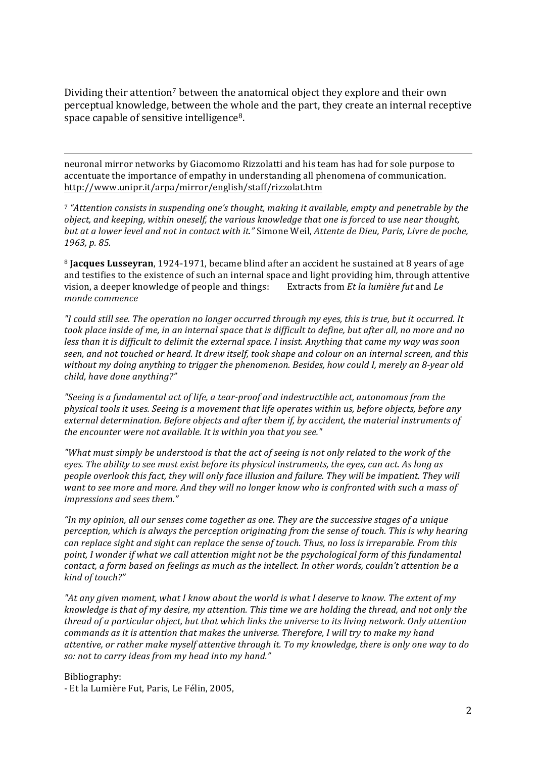Dividing their attention[7] between the anatomical object they explore and their own perceptual knowledge, between the whole and the part, they create an internal receptive space capable of sensitive intelligence[8].

---

neuronal mirror networks by Giacomomo Rizzolatti and his team has had for sole purpose to accentuate the importance of empathy in understanding all phenomena of communication. http://www.unipr.it/arpa/mirror/english/staff/rizzolat.htm

[7] *"Attention consists in suspending one's thought, making it available, empty and penetrable by the object, and keeping, within oneself, the various knowledge that one is forced to use near thought, but at a lower level and not in contact with it."* Simone Weil, *Attente de Dieu, Paris, Livre de poche, 1963, p. 85.*

[8] **Jacques Lusseyran**, 1924-1971, became blind after an accident he sustained at 8 years of age and testifies to the existence of such an internal space and light providing him, through attentive vision, a deeper knowledge of people and things: Extracts from *Et la lumière fut* and *Le monde commence*

*"I could still see. The operation no longer occurred through my eyes, this is true, but it occurred. It took place inside of me, in an internal space that is difficult to define, but after all, no more and no less than it is difficult to delimit the external space. I insist. Anything that came my way was soon seen, and not touched or heard. It drew itself, took shape and colour on an internal screen, and this without my doing anything to trigger the phenomenon. Besides, how could I, merely an 8-year old child, have done anything?"*

*"Seeing is a fundamental act of life, a tear-proof and indestructible act, autonomous from the physical tools it uses. Seeing is a movement that life operates within us, before objects, before any external determination. Before objects and after them if, by accident, the material instruments of the encounter were not available. It is within you that you see."*

*"What must simply be understood is that the act of seeing is not only related to the work of the eyes. The ability to see must exist before its physical instruments, the eyes, can act. As long as people overlook this fact, they will only face illusion and failure. They will be impatient. They will want to see more and more. And they will no longer know who is confronted with such a mass of impressions and sees them."*

*"In my opinion, all our senses come together as one. They are the successive stages of a unique perception, which is always the perception originating from the sense of touch. This is why hearing can replace sight and sight can replace the sense of touch. Thus, no loss is irreparable. From this point, I wonder if what we call attention might not be the psychological form of this fundamental contact, a form based on feelings as much as the intellect. In other words, couldn't attention be a kind of touch?"*

*"At any given moment, what I know about the world is what I deserve to know. The extent of my knowledge is that of my desire, my attention. This time we are holding the thread, and not only the thread of a particular object, but that which links the universe to its living network. Only attention commands as it is attention that makes the universe. Therefore, I will try to make my hand attentive, or rather make myself attentive through it. To my knowledge, there is only one way to do so: not to carry ideas from my head into my hand."*

Bibliography:
- Et la Lumière Fut, Paris, Le Félin, 2005,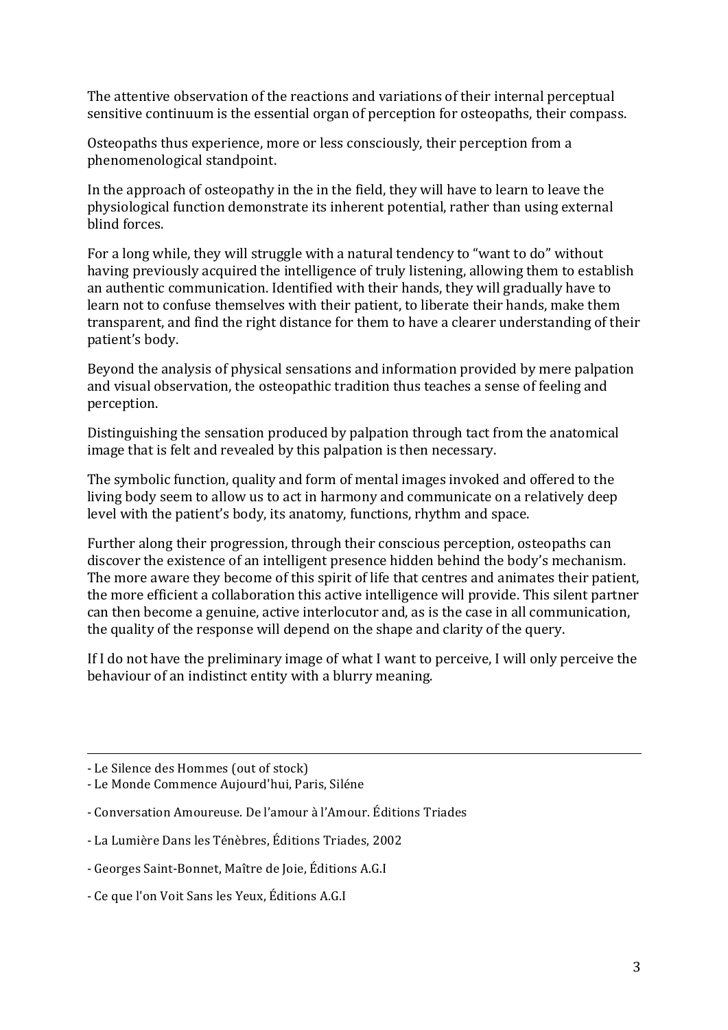The attentive observation of the reactions and variations of their internal perceptual sensitive continuum is the essential organ of perception for osteopaths, their compass.

Osteopaths thus experience, more or less consciously, their perception from a phenomenological standpoint.

In the approach of osteopathy in the in the field, they will have to learn to leave the physiological function demonstrate its inherent potential, rather than using external blind forces.

For a long while, they will struggle with a natural tendency to "want to do" without having previously acquired the intelligence of truly listening, allowing them to establish an authentic communication. Identified with their hands, they will gradually have to learn not to confuse themselves with their patient, to liberate their hands, make them transparent, and find the right distance for them to have a clearer understanding of their patient's body.

Beyond the analysis of physical sensations and information provided by mere palpation and visual observation, the osteopathic tradition thus teaches a sense of feeling and perception.

Distinguishing the sensation produced by palpation through tact from the anatomical image that is felt and revealed by this palpation is then necessary.

The symbolic function, quality and form of mental images invoked and offered to the living body seem to allow us to act in harmony and communicate on a relatively deep level with the patient's body, its anatomy, functions, rhythm and space.

Further along their progression, through their conscious perception, osteopaths can discover the existence of an intelligent presence hidden behind the body's mechanism. The more aware they become of this spirit of life that centres and animates their patient, the more efficient a collaboration this active intelligence will provide. This silent partner can then become a genuine, active interlocutor and, as is the case in all communication, the quality of the response will depend on the shape and clarity of the query.

If I do not have the preliminary image of what I want to perceive, I will only perceive the behaviour of an indistinct entity with a blurry meaning.

---

- Le Silence des Hommes (out of stock)
- Le Monde Commence Aujourd'hui, Paris, Siléne
- Conversation Amoureuse. De l'amour à l'Amour. Éditions Triades
- La Lumière Dans les Ténèbres, Éditions Triades, 2002
- Georges Saint-Bonnet, Maître de Joie, Éditions A.G.I
- Ce que l'on Voit Sans les Yeux, Éditions A.G.I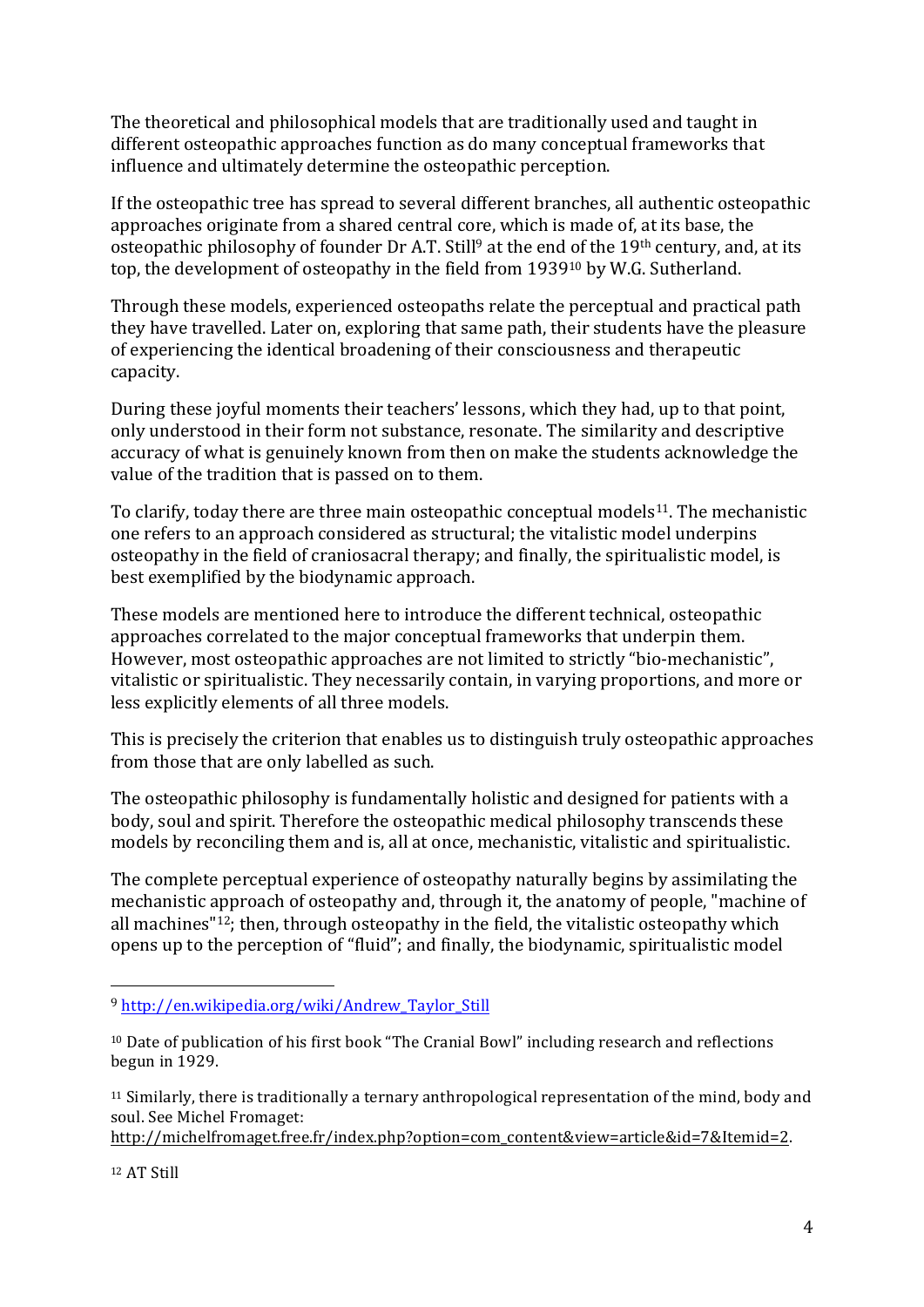The theoretical and philosophical models that are traditionally used and taught in different osteopathic approaches function as do many conceptual frameworks that influence and ultimately determine the osteopathic perception.

If the osteopathic tree has spread to several different branches, all authentic osteopathic approaches originate from a shared central core, which is made of, at its base, the osteopathic philosophy of founder Dr A.T. Still[9] at the end of the 19th century, and, at its top, the development of osteopathy in the field from 1939[10] by W.G. Sutherland.

Through these models, experienced osteopaths relate the perceptual and practical path they have travelled. Later on, exploring that same path, their students have the pleasure of experiencing the identical broadening of their consciousness and therapeutic capacity.

During these joyful moments their teachers' lessons, which they had, up to that point, only understood in their form not substance, resonate. The similarity and descriptive accuracy of what is genuinely known from then on make the students acknowledge the value of the tradition that is passed on to them.

To clarify, today there are three main osteopathic conceptual models[11]. The mechanistic one refers to an approach considered as structural; the vitalistic model underpins osteopathy in the field of craniosacral therapy; and finally, the spiritualistic model, is best exemplified by the biodynamic approach.

These models are mentioned here to introduce the different technical, osteopathic approaches correlated to the major conceptual frameworks that underpin them. However, most osteopathic approaches are not limited to strictly "bio-mechanistic", vitalistic or spiritualistic. They necessarily contain, in varying proportions, and more or less explicitly elements of all three models.

This is precisely the criterion that enables us to distinguish truly osteopathic approaches from those that are only labelled as such.

The osteopathic philosophy is fundamentally holistic and designed for patients with a body, soul and spirit. Therefore the osteopathic medical philosophy transcends these models by reconciling them and is, all at once, mechanistic, vitalistic and spiritualistic.

The complete perceptual experience of osteopathy naturally begins by assimilating the mechanistic approach of osteopathy and, through it, the anatomy of people, "machine of all machines"[12]; then, through osteopathy in the field, the vitalistic osteopathy which opens up to the perception of "fluid"; and finally, the biodynamic, spiritualistic model

---

[9] http://en.wikipedia.org/wiki/Andrew_Taylor_Still

[10] Date of publication of his first book "The Cranial Bowl" including research and reflections begun in 1929.

[11] Similarly, there is traditionally a ternary anthropological representation of the mind, body and soul. See Michel Fromaget: http://michelfromaget.free.fr/index.php?option=com_content&view=article&id=7&Itemid=2.

[12] AT Still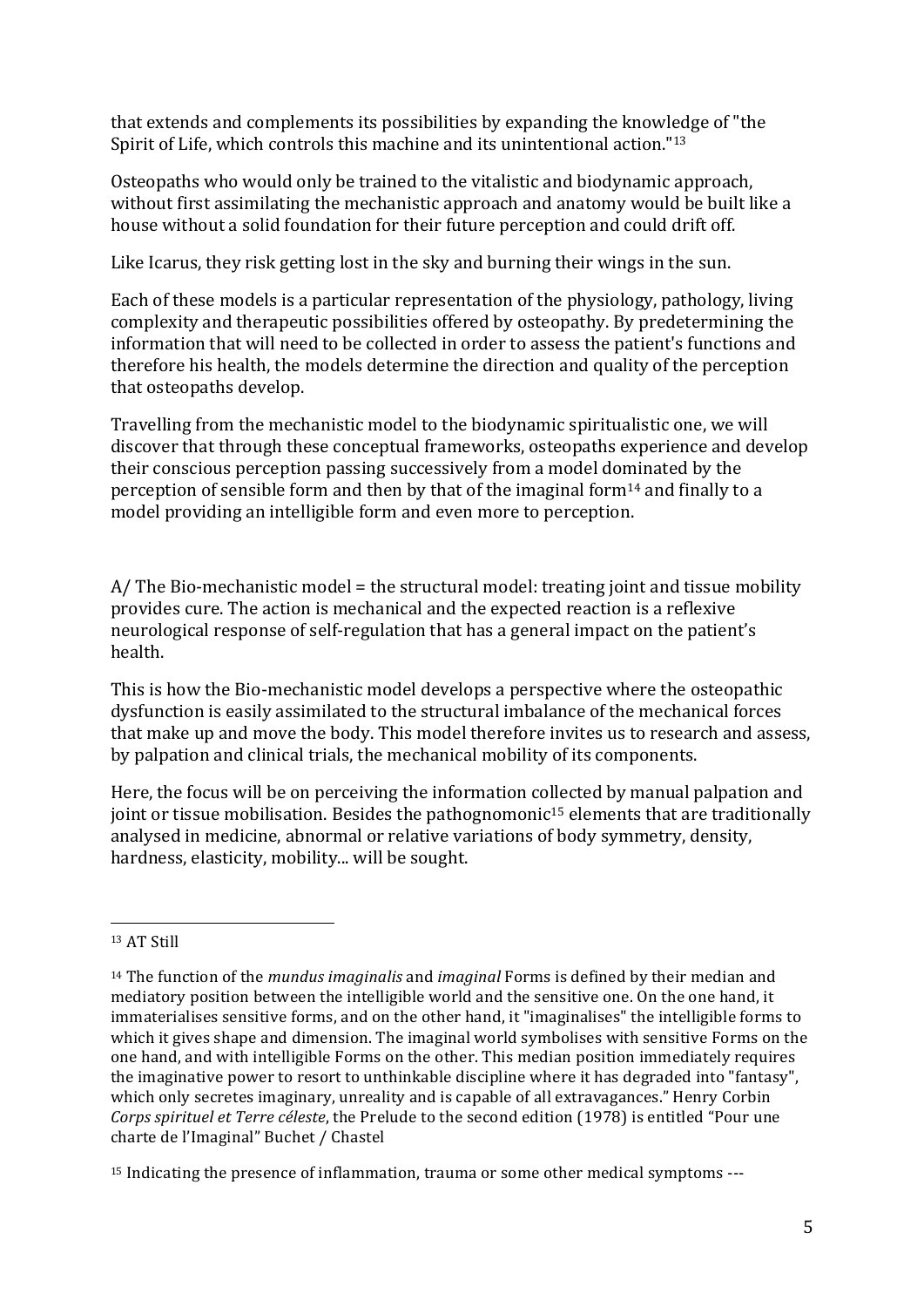that extends and complements its possibilities by expanding the knowledge of "the Spirit of Life, which controls this machine and its unintentional action."[13]

Osteopaths who would only be trained to the vitalistic and biodynamic approach, without first assimilating the mechanistic approach and anatomy would be built like a house without a solid foundation for their future perception and could drift off.

Like Icarus, they risk getting lost in the sky and burning their wings in the sun.

Each of these models is a particular representation of the physiology, pathology, living complexity and therapeutic possibilities offered by osteopathy. By predetermining the information that will need to be collected in order to assess the patient's functions and therefore his health, the models determine the direction and quality of the perception that osteopaths develop.

Travelling from the mechanistic model to the biodynamic spiritualistic one, we will discover that through these conceptual frameworks, osteopaths experience and develop their conscious perception passing successively from a model dominated by the perception of sensible form and then by that of the imaginal form[14] and finally to a model providing an intelligible form and even more to perception.

A/ The Bio-mechanistic model = the structural model: treating joint and tissue mobility provides cure. The action is mechanical and the expected reaction is a reflexive neurological response of self-regulation that has a general impact on the patient's health.

This is how the Bio-mechanistic model develops a perspective where the osteopathic dysfunction is easily assimilated to the structural imbalance of the mechanical forces that make up and move the body. This model therefore invites us to research and assess, by palpation and clinical trials, the mechanical mobility of its components.

Here, the focus will be on perceiving the information collected by manual palpation and joint or tissue mobilisation. Besides the pathognomonic[15] elements that are traditionally analysed in medicine, abnormal or relative variations of body symmetry, density, hardness, elasticity, mobility... will be sought.

---

[13] AT Still

[14] The function of the *mundus imaginalis* and *imaginal* Forms is defined by their median and mediatory position between the intelligible world and the sensitive one. On the one hand, it immaterialises sensitive forms, and on the other hand, it "imaginalises" the intelligible forms to which it gives shape and dimension. The imaginal world symbolises with sensitive Forms on the one hand, and with intelligible Forms on the other. This median position immediately requires the imaginative power to resort to unthinkable discipline where it has degraded into "fantasy", which only secretes imaginary, unreality and is capable of all extravagances." Henry Corbin *Corps spirituel et Terre céleste*, the Prelude to the second edition (1978) is entitled "Pour une charte de l'Imaginal" Buchet / Chastel

[15] Indicating the presence of inflammation, trauma or some other medical symptoms ---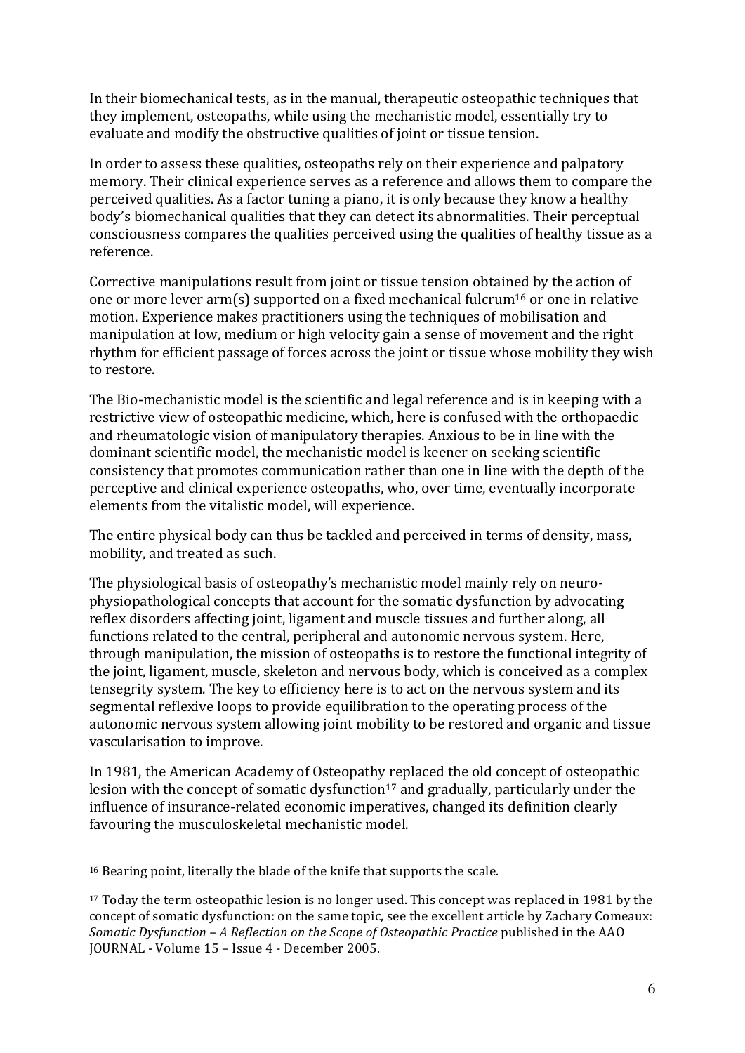In their biomechanical tests, as in the manual, therapeutic osteopathic techniques that they implement, osteopaths, while using the mechanistic model, essentially try to evaluate and modify the obstructive qualities of joint or tissue tension.

In order to assess these qualities, osteopaths rely on their experience and palpatory memory. Their clinical experience serves as a reference and allows them to compare the perceived qualities. As a factor tuning a piano, it is only because they know a healthy body's biomechanical qualities that they can detect its abnormalities. Their perceptual consciousness compares the qualities perceived using the qualities of healthy tissue as a reference.

Corrective manipulations result from joint or tissue tension obtained by the action of one or more lever arm(s) supported on a fixed mechanical fulcrum[16] or one in relative motion. Experience makes practitioners using the techniques of mobilisation and manipulation at low, medium or high velocity gain a sense of movement and the right rhythm for efficient passage of forces across the joint or tissue whose mobility they wish to restore.

The Bio-mechanistic model is the scientific and legal reference and is in keeping with a restrictive view of osteopathic medicine, which, here is confused with the orthopaedic and rheumatologic vision of manipulatory therapies. Anxious to be in line with the dominant scientific model, the mechanistic model is keener on seeking scientific consistency that promotes communication rather than one in line with the depth of the perceptive and clinical experience osteopaths, who, over time, eventually incorporate elements from the vitalistic model, will experience.

The entire physical body can thus be tackled and perceived in terms of density, mass, mobility, and treated as such.

The physiological basis of osteopathy's mechanistic model mainly rely on neuro-physiopathological concepts that account for the somatic dysfunction by advocating reflex disorders affecting joint, ligament and muscle tissues and further along, all functions related to the central, peripheral and autonomic nervous system. Here, through manipulation, the mission of osteopaths is to restore the functional integrity of the joint, ligament, muscle, skeleton and nervous body, which is conceived as a complex tensegrity system. The key to efficiency here is to act on the nervous system and its segmental reflexive loops to provide equilibration to the operating process of the autonomic nervous system allowing joint mobility to be restored and organic and tissue vascularisation to improve.

In 1981, the American Academy of Osteopathy replaced the old concept of osteopathic lesion with the concept of somatic dysfunction[17] and gradually, particularly under the influence of insurance-related economic imperatives, changed its definition clearly favouring the musculoskeletal mechanistic model.

---

[16] Bearing point, literally the blade of the knife that supports the scale.

[17] Today the term osteopathic lesion is no longer used. This concept was replaced in 1981 by the concept of somatic dysfunction: on the same topic, see the excellent article by Zachary Comeaux: *Somatic Dysfunction – A Reflection on the Scope of Osteopathic Practice* published in the AAO JOURNAL - Volume 15 – Issue 4 - December 2005.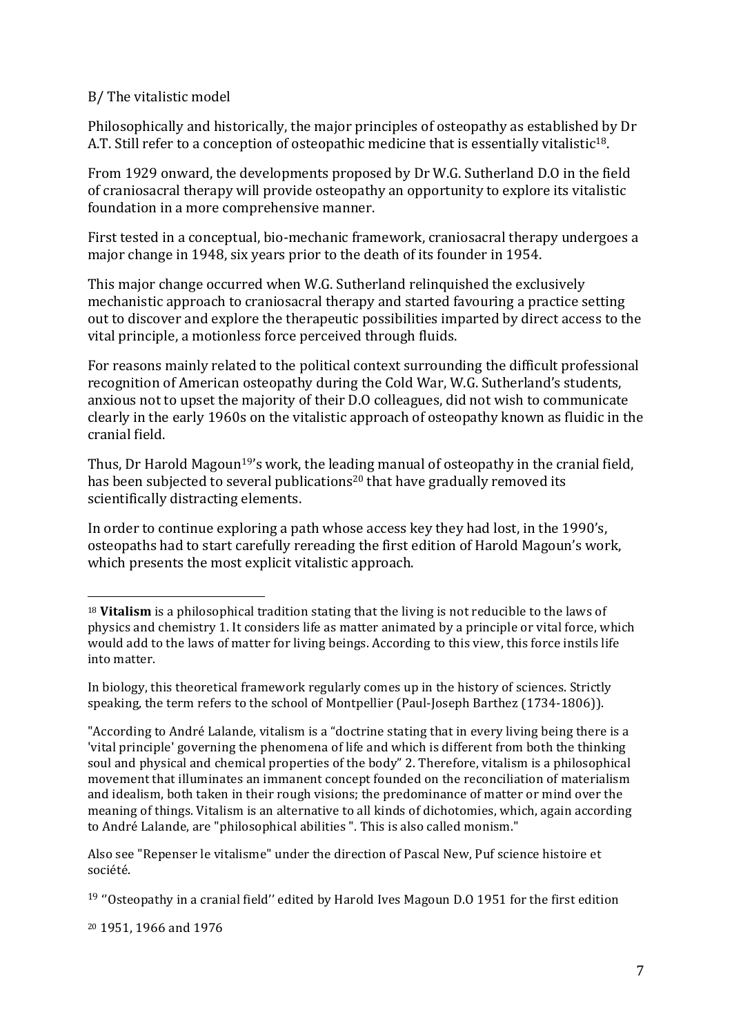B/ The vitalistic model

Philosophically and historically, the major principles of osteopathy as established by Dr A.T. Still refer to a conception of osteopathic medicine that is essentially vitalistic[18].

From 1929 onward, the developments proposed by Dr W.G. Sutherland D.O in the field of craniosacral therapy will provide osteopathy an opportunity to explore its vitalistic foundation in a more comprehensive manner.

First tested in a conceptual, bio-mechanic framework, craniosacral therapy undergoes a major change in 1948, six years prior to the death of its founder in 1954.

This major change occurred when W.G. Sutherland relinquished the exclusively mechanistic approach to craniosacral therapy and started favouring a practice setting out to discover and explore the therapeutic possibilities imparted by direct access to the vital principle, a motionless force perceived through fluids.

For reasons mainly related to the political context surrounding the difficult professional recognition of American osteopathy during the Cold War, W.G. Sutherland's students, anxious not to upset the majority of their D.O colleagues, did not wish to communicate clearly in the early 1960s on the vitalistic approach of osteopathy known as fluidic in the cranial field.

Thus, Dr Harold Magoun[19]'s work, the leading manual of osteopathy in the cranial field, has been subjected to several publications[20] that have gradually removed its scientifically distracting elements.

In order to continue exploring a path whose access key they had lost, in the 1990's, osteopaths had to start carefully rereading the first edition of Harold Magoun's work, which presents the most explicit vitalistic approach.

---

[18] **Vitalism** is a philosophical tradition stating that the living is not reducible to the laws of physics and chemistry 1. It considers life as matter animated by a principle or vital force, which would add to the laws of matter for living beings. According to this view, this force instils life into matter.

In biology, this theoretical framework regularly comes up in the history of sciences. Strictly speaking, the term refers to the school of Montpellier (Paul-Joseph Barthez (1734-1806)).

"According to André Lalande, vitalism is a "doctrine stating that in every living being there is a 'vital principle' governing the phenomena of life and which is different from both the thinking soul and physical and chemical properties of the body" 2. Therefore, vitalism is a philosophical movement that illuminates an immanent concept founded on the reconciliation of materialism and idealism, both taken in their rough visions; the predominance of matter or mind over the meaning of things. Vitalism is an alternative to all kinds of dichotomies, which, again according to André Lalande, are "philosophical abilities ". This is also called monism."

Also see "Repenser le vitalisme" under the direction of Pascal New, Puf science histoire et société.

[19] ''Osteopathy in a cranial field'' edited by Harold Ives Magoun D.O 1951 for the first edition

[20] 1951, 1966 and 1976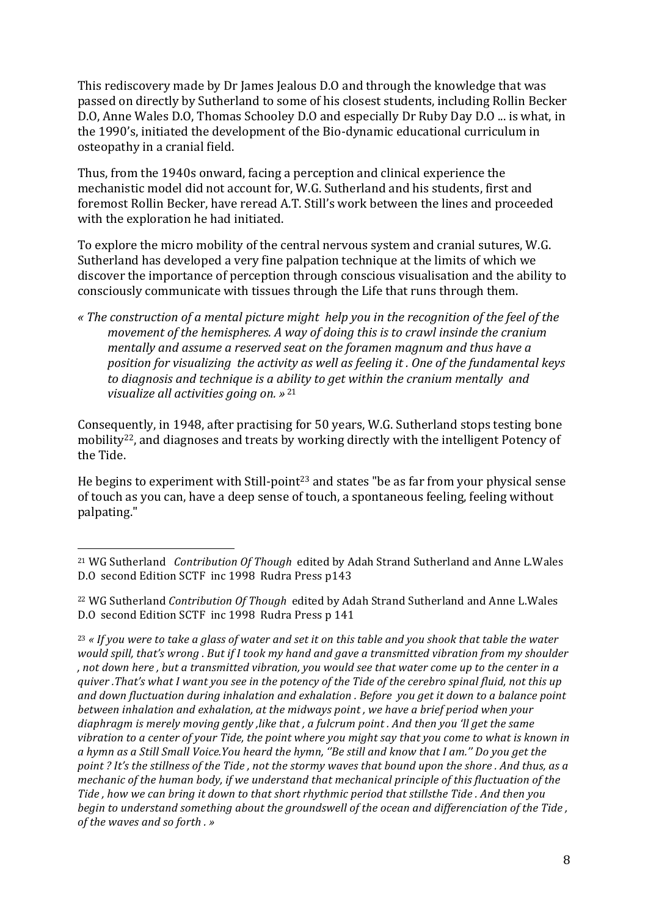This rediscovery made by Dr James Jealous D.O and through the knowledge that was passed on directly by Sutherland to some of his closest students, including Rollin Becker D.O, Anne Wales D.O, Thomas Schooley D.O and especially Dr Ruby Day D.O ... is what, in the 1990's, initiated the development of the Bio-dynamic educational curriculum in osteopathy in a cranial field.

Thus, from the 1940s onward, facing a perception and clinical experience the mechanistic model did not account for, W.G. Sutherland and his students, first and foremost Rollin Becker, have reread A.T. Still's work between the lines and proceeded with the exploration he had initiated.

To explore the micro mobility of the central nervous system and cranial sutures, W.G. Sutherland has developed a very fine palpation technique at the limits of which we discover the importance of perception through conscious visualisation and the ability to consciously communicate with tissues through the Life that runs through them.

> *« The construction of a mental picture might help you in the recognition of the feel of the movement of the hemispheres. A way of doing this is to crawl insinde the cranium mentally and assume a reserved seat on the foramen magnum and thus have a position for visualizing the activity as well as feeling it . One of the fundamental keys to diagnosis and technique is a ability to get within the cranium mentally and visualize all activities going on. »* [21]

Consequently, in 1948, after practising for 50 years, W.G. Sutherland stops testing bone mobility[22], and diagnoses and treats by working directly with the intelligent Potency of the Tide.

He begins to experiment with Still-point[23] and states "be as far from your physical sense of touch as you can, have a deep sense of touch, a spontaneous feeling, feeling without palpating."

---

[21] WG Sutherland *Contribution Of Though* edited by Adah Strand Sutherland and Anne L.Wales D.O second Edition SCTF inc 1998 Rudra Press p143

[22] WG Sutherland *Contribution Of Though* edited by Adah Strand Sutherland and Anne L.Wales D.O second Edition SCTF inc 1998 Rudra Press p 141

[23] *« If you were to take a glass of water and set it on this table and you shook that table the water would spill, that's wrong . But if I took my hand and gave a transmitted vibration from my shoulder , not down here , but a transmitted vibration, you would see that water come up to the center in a quiver .That's what I want you see in the potency of the Tide of the cerebro spinal fluid, not this up and down fluctuation during inhalation and exhalation . Before you get it down to a balance point between inhalation and exhalation, at the midways point , we have a brief period when your diaphragm is merely moving gently ,like that , a fulcrum point . And then you 'll get the same vibration to a center of your Tide, the point where you might say that you come to what is known in a hymn as a Still Small Voice.You heard the hymn, ''Be still and know that I am.'' Do you get the point ? It's the stillness of the Tide , not the stormy waves that bound upon the shore . And thus, as a mechanic of the human body, if we understand that mechanical principle of this fluctuation of the Tide , how we can bring it down to that short rhythmic period that stillsthe Tide . And then you begin to understand something about the groundswell of the ocean and differenciation of the Tide , of the waves and so forth . »*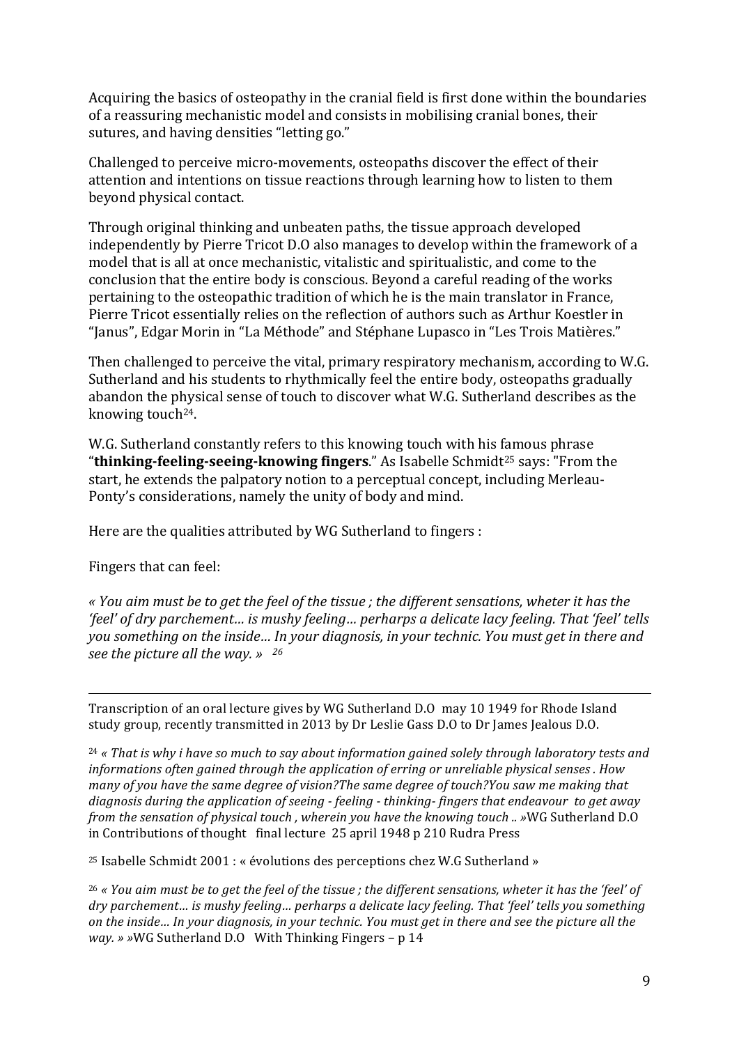Acquiring the basics of osteopathy in the cranial field is first done within the boundaries of a reassuring mechanistic model and consists in mobilising cranial bones, their sutures, and having densities "letting go."

Challenged to perceive micro-movements, osteopaths discover the effect of their attention and intentions on tissue reactions through learning how to listen to them beyond physical contact.

Through original thinking and unbeaten paths, the tissue approach developed independently by Pierre Tricot D.O also manages to develop within the framework of a model that is all at once mechanistic, vitalistic and spiritualistic, and come to the conclusion that the entire body is conscious. Beyond a careful reading of the works pertaining to the osteopathic tradition of which he is the main translator in France, Pierre Tricot essentially relies on the reflection of authors such as Arthur Koestler in "Janus", Edgar Morin in "La Méthode" and Stéphane Lupasco in "Les Trois Matières."

Then challenged to perceive the vital, primary respiratory mechanism, according to W.G. Sutherland and his students to rhythmically feel the entire body, osteopaths gradually abandon the physical sense of touch to discover what W.G. Sutherland describes as the knowing touch[24].

W.G. Sutherland constantly refers to this knowing touch with his famous phrase "**thinking-feeling-seeing-knowing fingers**." As Isabelle Schmidt[25] says: "From the start, he extends the palpatory notion to a perceptual concept, including Merleau-Ponty's considerations, namely the unity of body and mind.

Here are the qualities attributed by WG Sutherland to fingers :

Fingers that can feel:

*« You aim must be to get the feel of the tissue ; the different sensations, wheter it has the 'feel' of dry parchement… is mushy feeling… perharps a delicate lacy feeling. That 'feel' tells you something on the inside… In your diagnosis, in your technic. You must get in there and see the picture all the way. »* [26]

---

Transcription of an oral lecture gives by WG Sutherland D.O may 10 1949 for Rhode Island study group, recently transmitted in 2013 by Dr Leslie Gass D.O to Dr James Jealous D.O.

[24] *« That is why i have so much to say about information gained solely through laboratory tests and informations often gained through the application of erring or unreliable physical senses . How many of you have the same degree of vision?The same degree of touch?You saw me making that diagnosis during the application of seeing - feeling - thinking- fingers that endeavour to get away from the sensation of physical touch , wherein you have the knowing touch .. »*WG Sutherland D.O in Contributions of thought final lecture 25 april 1948 p 210 Rudra Press

[25] Isabelle Schmidt 2001 : « évolutions des perceptions chez W.G Sutherland »

[26] *« You aim must be to get the feel of the tissue ; the different sensations, wheter it has the 'feel' of dry parchement… is mushy feeling… perharps a delicate lacy feeling. That 'feel' tells you something on the inside… In your diagnosis, in your technic. You must get in there and see the picture all the way. » »*WG Sutherland D.O With Thinking Fingers – p 14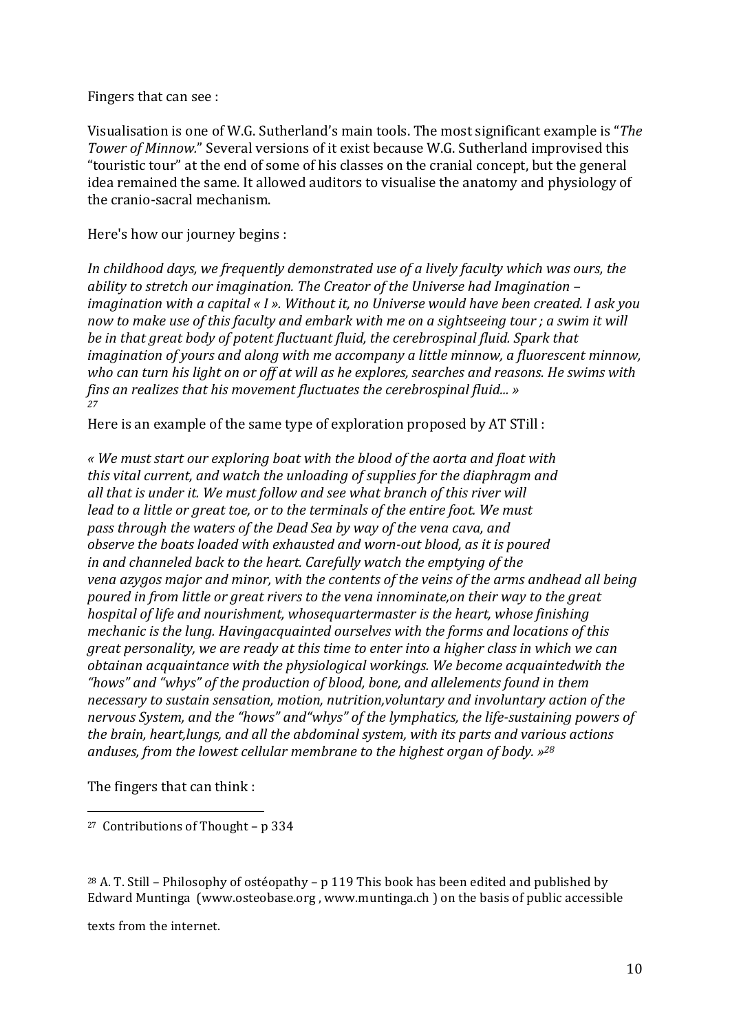Fingers that can see :

Visualisation is one of W.G. Sutherland's main tools. The most significant example is "*The Tower of Minnow.*" Several versions of it exist because W.G. Sutherland improvised this "touristic tour" at the end of some of his classes on the cranial concept, but the general idea remained the same. It allowed auditors to visualise the anatomy and physiology of the cranio-sacral mechanism.

Here's how our journey begins :

*In childhood days, we frequently demonstrated use of a lively faculty which was ours, the ability to stretch our imagination. The Creator of the Universe had Imagination – imagination with a capital « I ». Without it, no Universe would have been created. I ask you now to make use of this faculty and embark with me on a sightseeing tour ; a swim it will be in that great body of potent fluctuant fluid, the cerebrospinal fluid. Spark that imagination of yours and along with me accompany a little minnow, a fluorescent minnow, who can turn his light on or off at will as he explores, searches and reasons. He swims with fins an realizes that his movement fluctuates the cerebrospinal fluid... »* [27]

Here is an example of the same type of exploration proposed by AT STill :

*« We must start our exploring boat with the blood of the aorta and float with this vital current, and watch the unloading of supplies for the diaphragm and all that is under it. We must follow and see what branch of this river will lead to a little or great toe, or to the terminals of the entire foot. We must pass through the waters of the Dead Sea by way of the vena cava, and observe the boats loaded with exhausted and worn-out blood, as it is poured in and channeled back to the heart. Carefully watch the emptying of the vena azygos major and minor, with the contents of the veins of the arms andhead all being poured in from little or great rivers to the vena innominate,on their way to the great hospital of life and nourishment, whosequartermaster is the heart, whose finishing mechanic is the lung. Havingacquainted ourselves with the forms and locations of this great personality, we are ready at this time to enter into a higher class in which we can obtainan acquaintance with the physiological workings. We become acquaintedwith the "hows" and "whys" of the production of blood, bone, and allelements found in them necessary to sustain sensation, motion, nutrition,voluntary and involuntary action of the nervous System, and the "hows" and"whys" of the lymphatics, the life-sustaining powers of the brain, heart,lungs, and all the abdominal system, with its parts and various actions anduses, from the lowest cellular membrane to the highest organ of body. »*[28]

The fingers that can think :

---

[27] Contributions of Thought – p 334

[28] A. T. Still – Philosophy of ostéopathy – p 119 This book has been edited and published by Edward Muntinga (www.osteobase.org , www.muntinga.ch ) on the basis of public accessible

texts from the internet.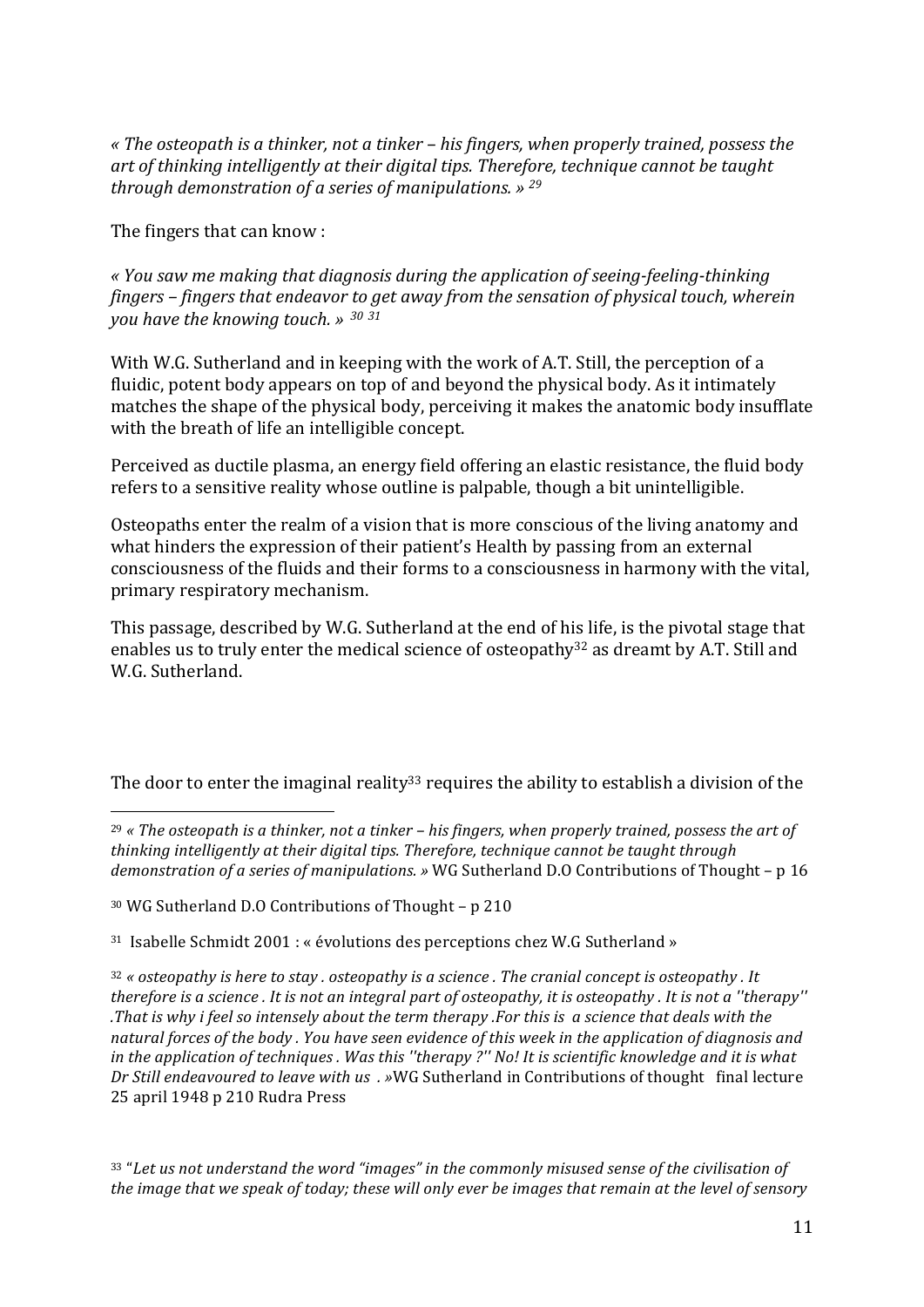*« The osteopath is a thinker, not a tinker – his fingers, when properly trained, possess the art of thinking intelligently at their digital tips. Therefore, technique cannot be taught through demonstration of a series of manipulations. »* [29]

The fingers that can know :

*« You saw me making that diagnosis during the application of seeing-feeling-thinking fingers – fingers that endeavor to get away from the sensation of physical touch, wherein you have the knowing touch. »* [30] [31]

With W.G. Sutherland and in keeping with the work of A.T. Still, the perception of a fluidic, potent body appears on top of and beyond the physical body. As it intimately matches the shape of the physical body, perceiving it makes the anatomic body insufflate with the breath of life an intelligible concept.

Perceived as ductile plasma, an energy field offering an elastic resistance, the fluid body refers to a sensitive reality whose outline is palpable, though a bit unintelligible.

Osteopaths enter the realm of a vision that is more conscious of the living anatomy and what hinders the expression of their patient's Health by passing from an external consciousness of the fluids and their forms to a consciousness in harmony with the vital, primary respiratory mechanism.

This passage, described by W.G. Sutherland at the end of his life, is the pivotal stage that enables us to truly enter the medical science of osteopathy[32] as dreamt by A.T. Still and W.G. Sutherland.

The door to enter the imaginal reality[33] requires the ability to establish a division of the

---

[29] *« The osteopath is a thinker, not a tinker – his fingers, when properly trained, possess the art of thinking intelligently at their digital tips. Therefore, technique cannot be taught through demonstration of a series of manipulations. »* WG Sutherland D.O Contributions of Thought – p 16

[30] WG Sutherland D.O Contributions of Thought – p 210

[31] Isabelle Schmidt 2001 : « évolutions des perceptions chez W.G Sutherland »

[32] *« osteopathy is here to stay . osteopathy is a science . The cranial concept is osteopathy . It therefore is a science . It is not an integral part of osteopathy, it is osteopathy . It is not a ''therapy'' .That is why i feel so intensely about the term therapy .For this is a science that deals with the natural forces of the body . You have seen evidence of this week in the application of diagnosis and in the application of techniques . Was this ''therapy ?'' No! It is scientific knowledge and it is what Dr Still endeavoured to leave with us . »*WG Sutherland in Contributions of thought final lecture 25 april 1948 p 210 Rudra Press

[33] "*Let us not understand the word "images" in the commonly misused sense of the civilisation of the image that we speak of today; these will only ever be images that remain at the level of sensory*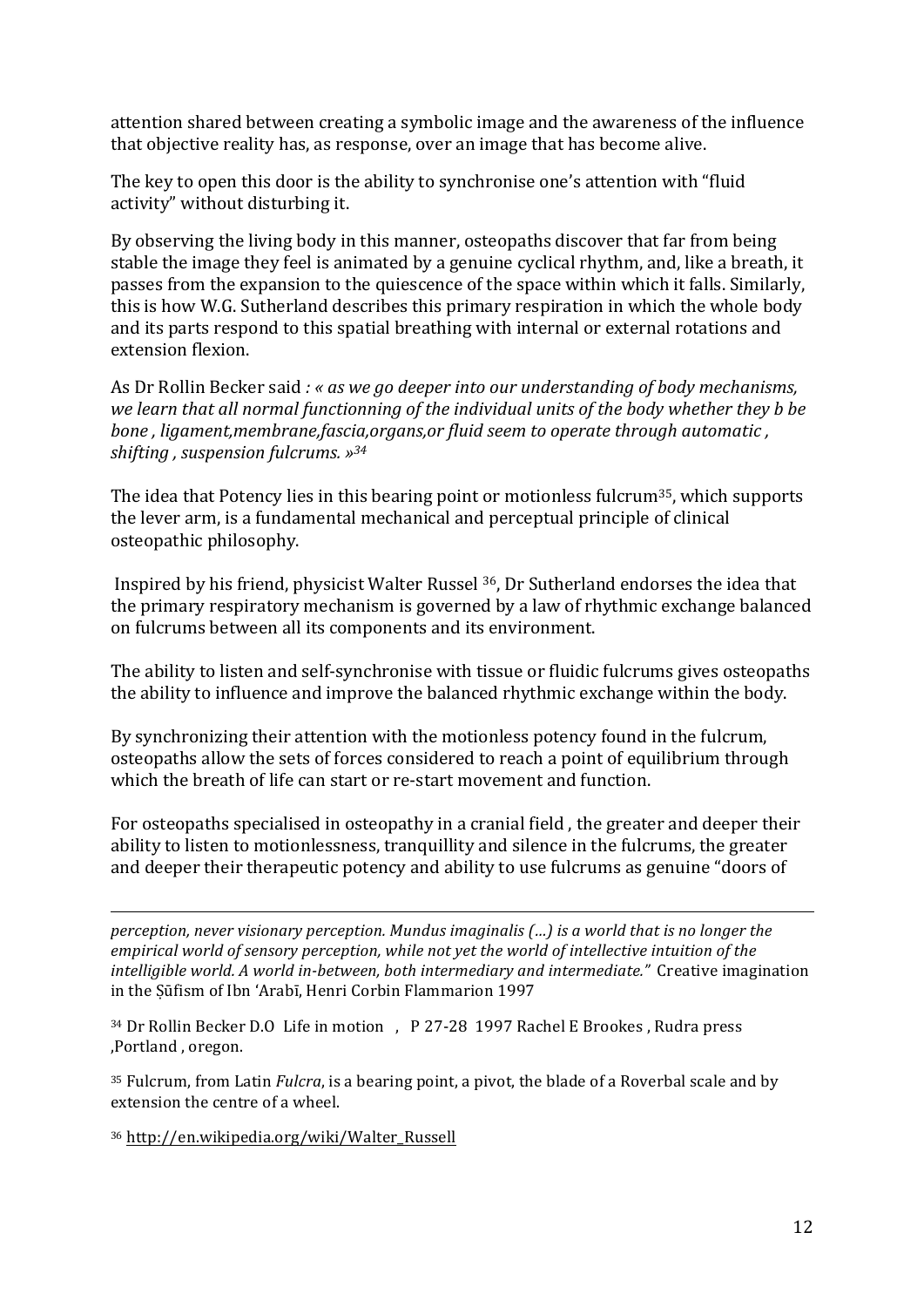attention shared between creating a symbolic image and the awareness of the influence that objective reality has, as response, over an image that has become alive.

The key to open this door is the ability to synchronise one's attention with "fluid activity" without disturbing it.

By observing the living body in this manner, osteopaths discover that far from being stable the image they feel is animated by a genuine cyclical rhythm, and, like a breath, it passes from the expansion to the quiescence of the space within which it falls. Similarly, this is how W.G. Sutherland describes this primary respiration in which the whole body and its parts respond to this spatial breathing with internal or external rotations and extension flexion.

As Dr Rollin Becker said *: « as we go deeper into our understanding of body mechanisms, we learn that all normal functionning of the individual units of the body whether they b be bone , ligament,membrane,fascia,organs,or fluid seem to operate through automatic , shifting , suspension fulcrums. »*[34]

The idea that Potency lies in this bearing point or motionless fulcrum[35], which supports the lever arm, is a fundamental mechanical and perceptual principle of clinical osteopathic philosophy.

Inspired by his friend, physicist Walter Russel [36], Dr Sutherland endorses the idea that the primary respiratory mechanism is governed by a law of rhythmic exchange balanced on fulcrums between all its components and its environment.

The ability to listen and self-synchronise with tissue or fluidic fulcrums gives osteopaths the ability to influence and improve the balanced rhythmic exchange within the body.

By synchronizing their attention with the motionless potency found in the fulcrum, osteopaths allow the sets of forces considered to reach a point of equilibrium through which the breath of life can start or re-start movement and function.

For osteopaths specialised in osteopathy in a cranial field , the greater and deeper their ability to listen to motionlessness, tranquillity and silence in the fulcrums, the greater and deeper their therapeutic potency and ability to use fulcrums as genuine "doors of

---

*perception, never visionary perception. Mundus imaginalis (…) is a world that is no longer the empirical world of sensory perception, while not yet the world of intellective intuition of the intelligible world. A world in-between, both intermediary and intermediate."* Creative imagination in the Ṣūfism of Ibn 'Arabī, Henri Corbin Flammarion 1997

[34] Dr Rollin Becker D.O Life in motion , P 27-28 1997 Rachel E Brookes , Rudra press ,Portland , oregon.

[35] Fulcrum, from Latin *Fulcra*, is a bearing point, a pivot, the blade of a Roverbal scale and by extension the centre of a wheel.

[36] http://en.wikipedia.org/wiki/Walter_Russell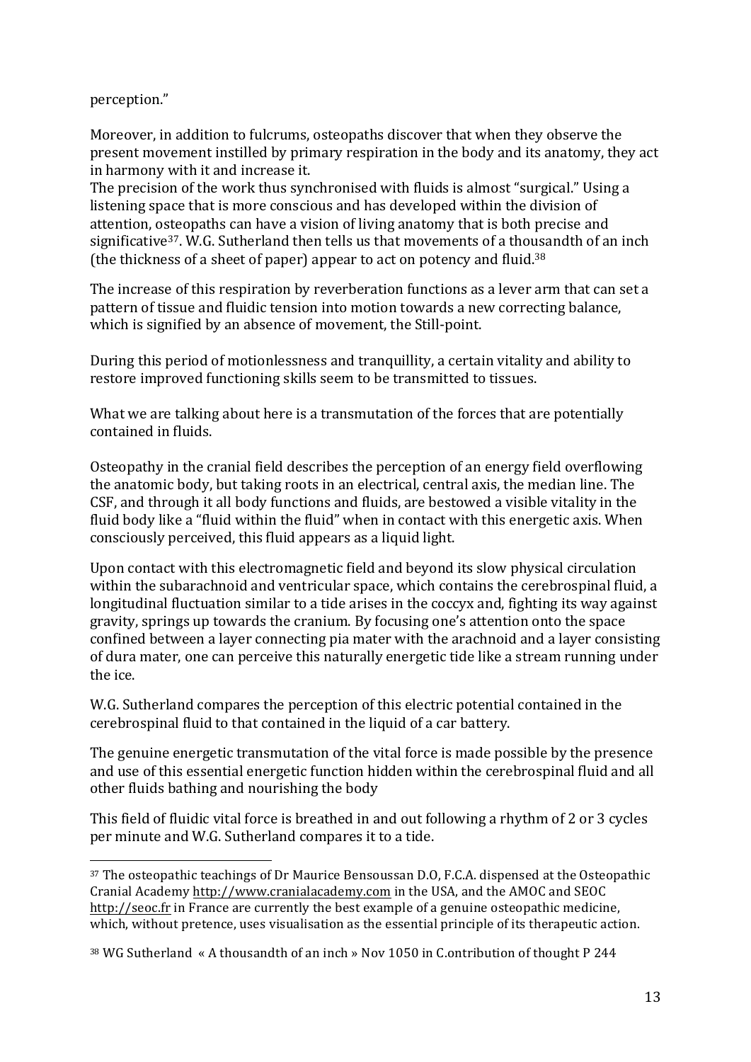perception."

Moreover, in addition to fulcrums, osteopaths discover that when they observe the present movement instilled by primary respiration in the body and its anatomy, they act in harmony with it and increase it.
The precision of the work thus synchronised with fluids is almost "surgical." Using a listening space that is more conscious and has developed within the division of attention, osteopaths can have a vision of living anatomy that is both precise and significative[37]. W.G. Sutherland then tells us that movements of a thousandth of an inch (the thickness of a sheet of paper) appear to act on potency and fluid.[38]

The increase of this respiration by reverberation functions as a lever arm that can set a pattern of tissue and fluidic tension into motion towards a new correcting balance, which is signified by an absence of movement, the Still-point.

During this period of motionlessness and tranquillity, a certain vitality and ability to restore improved functioning skills seem to be transmitted to tissues.

What we are talking about here is a transmutation of the forces that are potentially contained in fluids.

Osteopathy in the cranial field describes the perception of an energy field overflowing the anatomic body, but taking roots in an electrical, central axis, the median line. The CSF, and through it all body functions and fluids, are bestowed a visible vitality in the fluid body like a "fluid within the fluid" when in contact with this energetic axis. When consciously perceived, this fluid appears as a liquid light.

Upon contact with this electromagnetic field and beyond its slow physical circulation within the subarachnoid and ventricular space, which contains the cerebrospinal fluid, a longitudinal fluctuation similar to a tide arises in the coccyx and, fighting its way against gravity, springs up towards the cranium. By focusing one's attention onto the space confined between a layer connecting pia mater with the arachnoid and a layer consisting of dura mater, one can perceive this naturally energetic tide like a stream running under the ice.

W.G. Sutherland compares the perception of this electric potential contained in the cerebrospinal fluid to that contained in the liquid of a car battery.

The genuine energetic transmutation of the vital force is made possible by the presence and use of this essential energetic function hidden within the cerebrospinal fluid and all other fluids bathing and nourishing the body

This field of fluidic vital force is breathed in and out following a rhythm of 2 or 3 cycles per minute and W.G. Sutherland compares it to a tide.

---

[37] The osteopathic teachings of Dr Maurice Bensoussan D.O, F.C.A. dispensed at the Osteopathic Cranial Academy http://www.cranialacademy.com in the USA, and the AMOC and SEOC http://seoc.fr in France are currently the best example of a genuine osteopathic medicine, which, without pretence, uses visualisation as the essential principle of its therapeutic action.

[38] WG Sutherland « A thousandth of an inch » Nov 1050 in C.ontribution of thought P 244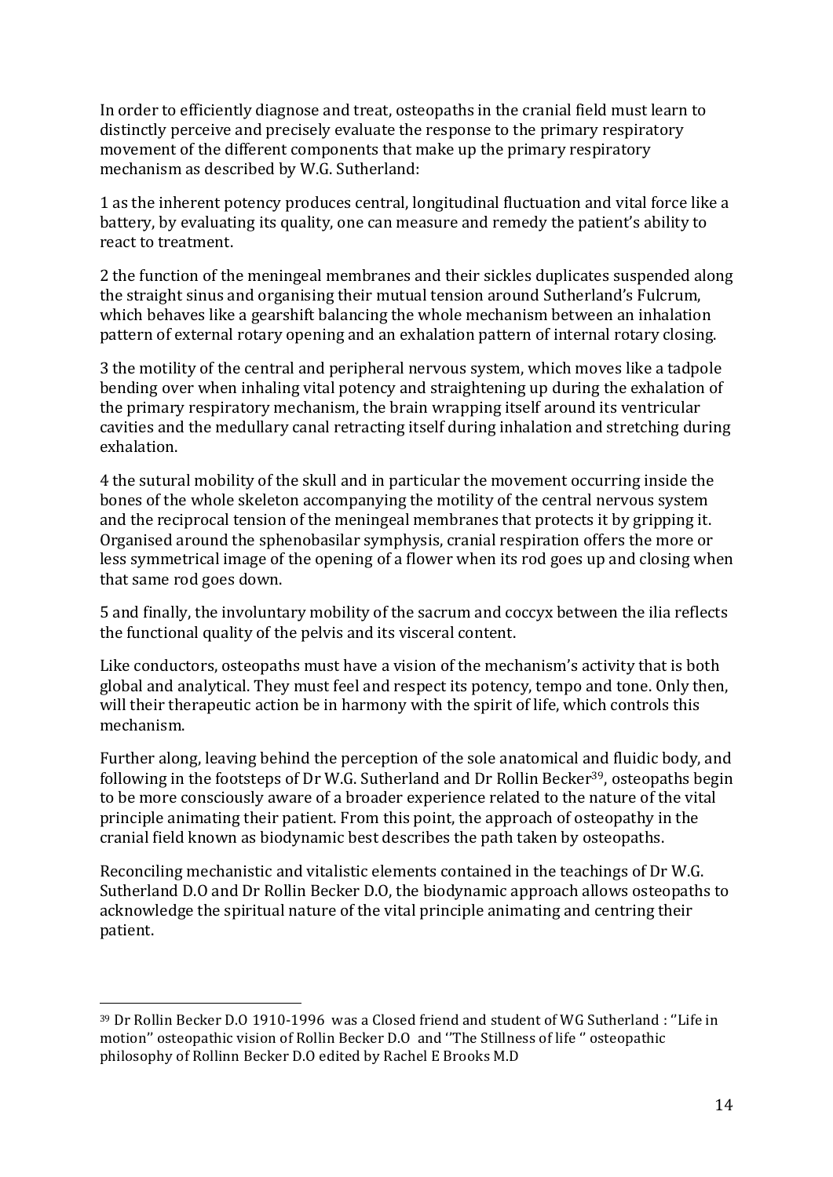In order to efficiently diagnose and treat, osteopaths in the cranial field must learn to distinctly perceive and precisely evaluate the response to the primary respiratory movement of the different components that make up the primary respiratory mechanism as described by W.G. Sutherland:

1 as the inherent potency produces central, longitudinal fluctuation and vital force like a battery, by evaluating its quality, one can measure and remedy the patient's ability to react to treatment.

2 the function of the meningeal membranes and their sickles duplicates suspended along the straight sinus and organising their mutual tension around Sutherland's Fulcrum, which behaves like a gearshift balancing the whole mechanism between an inhalation pattern of external rotary opening and an exhalation pattern of internal rotary closing.

3 the motility of the central and peripheral nervous system, which moves like a tadpole bending over when inhaling vital potency and straightening up during the exhalation of the primary respiratory mechanism, the brain wrapping itself around its ventricular cavities and the medullary canal retracting itself during inhalation and stretching during exhalation.

4 the sutural mobility of the skull and in particular the movement occurring inside the bones of the whole skeleton accompanying the motility of the central nervous system and the reciprocal tension of the meningeal membranes that protects it by gripping it. Organised around the sphenobasilar symphysis, cranial respiration offers the more or less symmetrical image of the opening of a flower when its rod goes up and closing when that same rod goes down.

5 and finally, the involuntary mobility of the sacrum and coccyx between the ilia reflects the functional quality of the pelvis and its visceral content.

Like conductors, osteopaths must have a vision of the mechanism's activity that is both global and analytical. They must feel and respect its potency, tempo and tone. Only then, will their therapeutic action be in harmony with the spirit of life, which controls this mechanism.

Further along, leaving behind the perception of the sole anatomical and fluidic body, and following in the footsteps of Dr W.G. Sutherland and Dr Rollin Becker[39], osteopaths begin to be more consciously aware of a broader experience related to the nature of the vital principle animating their patient. From this point, the approach of osteopathy in the cranial field known as biodynamic best describes the path taken by osteopaths.

Reconciling mechanistic and vitalistic elements contained in the teachings of Dr W.G. Sutherland D.O and Dr Rollin Becker D.O, the biodynamic approach allows osteopaths to acknowledge the spiritual nature of the vital principle animating and centring their patient.

---

[39] Dr Rollin Becker D.O 1910-1996 was a Closed friend and student of WG Sutherland : ''Life in motion'' osteopathic vision of Rollin Becker D.O and ''The Stillness of life '' osteopathic philosophy of Rollinn Becker D.O edited by Rachel E Brooks M.D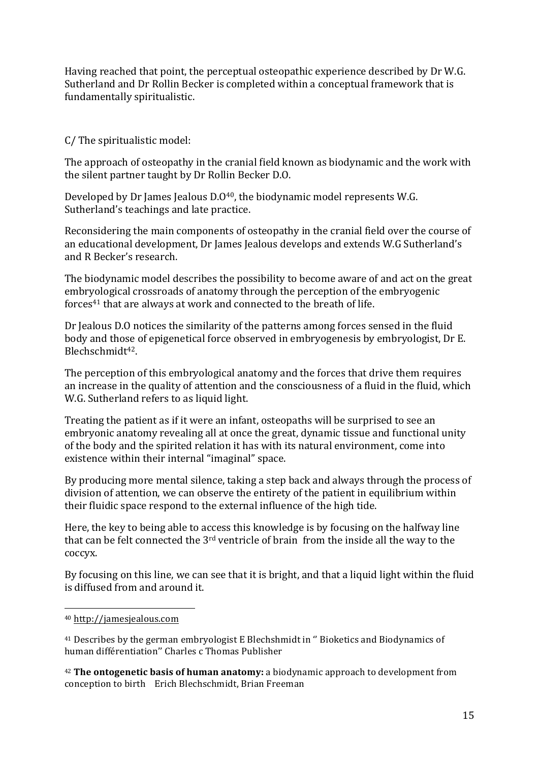Having reached that point, the perceptual osteopathic experience described by Dr W.G. Sutherland and Dr Rollin Becker is completed within a conceptual framework that is fundamentally spiritualistic.

C/ The spiritualistic model:

The approach of osteopathy in the cranial field known as biodynamic and the work with the silent partner taught by Dr Rollin Becker D.O.

Developed by Dr James Jealous D.O[40], the biodynamic model represents W.G. Sutherland's teachings and late practice.

Reconsidering the main components of osteopathy in the cranial field over the course of an educational development, Dr James Jealous develops and extends W.G Sutherland's and R Becker's research.

The biodynamic model describes the possibility to become aware of and act on the great embryological crossroads of anatomy through the perception of the embryogenic forces[41] that are always at work and connected to the breath of life.

Dr Jealous D.O notices the similarity of the patterns among forces sensed in the fluid body and those of epigenetical force observed in embryogenesis by embryologist, Dr E. Blechschmidt[42].

The perception of this embryological anatomy and the forces that drive them requires an increase in the quality of attention and the consciousness of a fluid in the fluid, which W.G. Sutherland refers to as liquid light.

Treating the patient as if it were an infant, osteopaths will be surprised to see an embryonic anatomy revealing all at once the great, dynamic tissue and functional unity of the body and the spirited relation it has with its natural environment, come into existence within their internal "imaginal" space.

By producing more mental silence, taking a step back and always through the process of division of attention, we can observe the entirety of the patient in equilibrium within their fluidic space respond to the external influence of the high tide.

Here, the key to being able to access this knowledge is by focusing on the halfway line that can be felt connected the 3rd ventricle of brain from the inside all the way to the coccyx.

By focusing on this line, we can see that it is bright, and that a liquid light within the fluid is diffused from and around it.

---

[40] http://jamesjealous.com

[41] Describes by the german embryologist E Blechshmidt in " Bioketics and Biodynamics of human différentiation" Charles c Thomas Publisher

[42] **The ontogenetic basis of human anatomy:** a biodynamic approach to development from conception to birth Erich Blechschmidt, Brian Freeman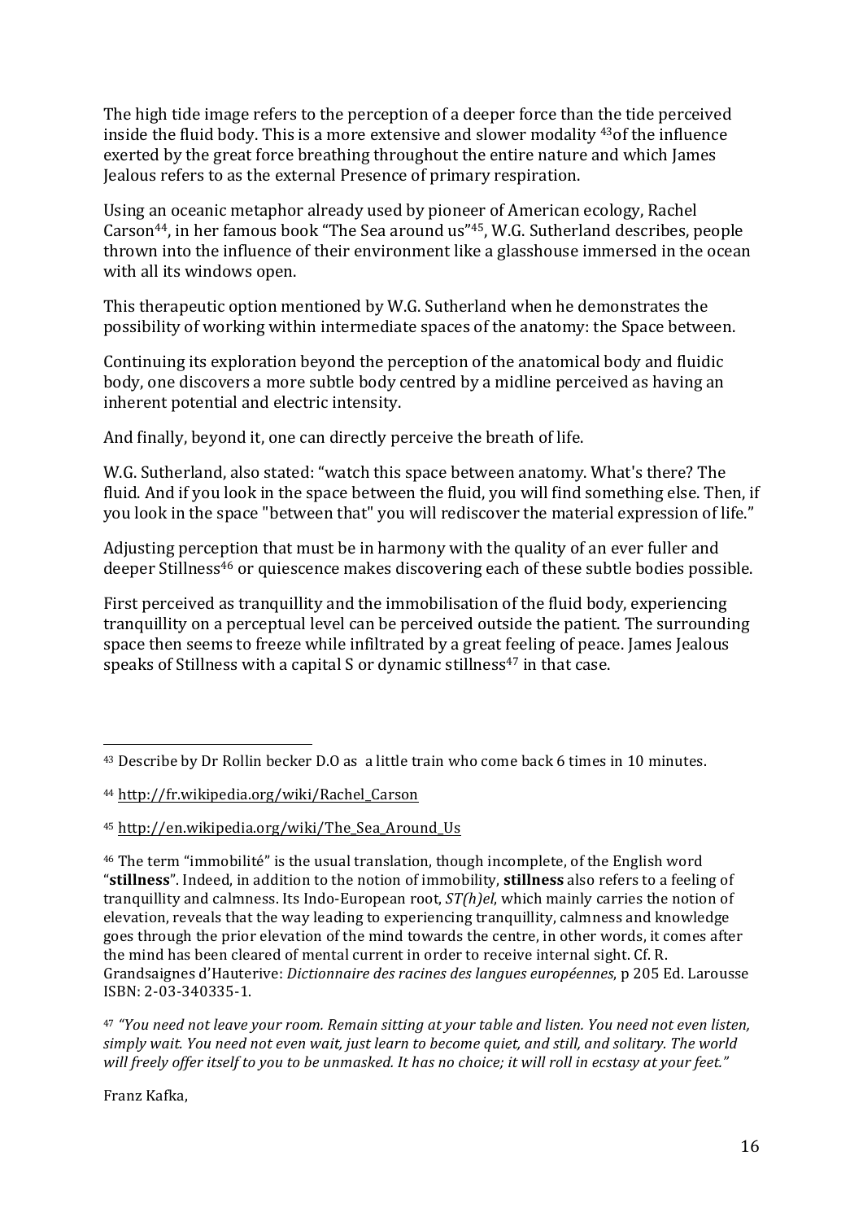The high tide image refers to the perception of a deeper force than the tide perceived inside the fluid body. This is a more extensive and slower modality [43]of the influence exerted by the great force breathing throughout the entire nature and which James Jealous refers to as the external Presence of primary respiration.

Using an oceanic metaphor already used by pioneer of American ecology, Rachel Carson[44], in her famous book "The Sea around us"[45], W.G. Sutherland describes, people thrown into the influence of their environment like a glasshouse immersed in the ocean with all its windows open.

This therapeutic option mentioned by W.G. Sutherland when he demonstrates the possibility of working within intermediate spaces of the anatomy: the Space between.

Continuing its exploration beyond the perception of the anatomical body and fluidic body, one discovers a more subtle body centred by a midline perceived as having an inherent potential and electric intensity.

And finally, beyond it, one can directly perceive the breath of life.

W.G. Sutherland, also stated: "watch this space between anatomy. What's there? The fluid. And if you look in the space between the fluid, you will find something else. Then, if you look in the space "between that" you will rediscover the material expression of life."

Adjusting perception that must be in harmony with the quality of an ever fuller and deeper Stillness[46] or quiescence makes discovering each of these subtle bodies possible.

First perceived as tranquillity and the immobilisation of the fluid body, experiencing tranquillity on a perceptual level can be perceived outside the patient. The surrounding space then seems to freeze while infiltrated by a great feeling of peace. James Jealous speaks of Stillness with a capital S or dynamic stillness[47] in that case.

---

[43] Describe by Dr Rollin becker D.O as a little train who come back 6 times in 10 minutes.

[44] http://fr.wikipedia.org/wiki/Rachel_Carson

[45] http://en.wikipedia.org/wiki/The_Sea_Around_Us

[46] The term "immobilité" is the usual translation, though incomplete, of the English word "**stillness**". Indeed, in addition to the notion of immobility, **stillness** also refers to a feeling of tranquillity and calmness. Its Indo-European root, *ST(h)el*, which mainly carries the notion of elevation, reveals that the way leading to experiencing tranquillity, calmness and knowledge goes through the prior elevation of the mind towards the centre, in other words, it comes after the mind has been cleared of mental current in order to receive internal sight. Cf. R. Grandsaignes d'Hauterive: *Dictionnaire des racines des langues européennes*, p 205 Ed. Larousse ISBN: 2-03-340335-1.

[47] *"You need not leave your room. Remain sitting at your table and listen. You need not even listen, simply wait. You need not even wait, just learn to become quiet, and still, and solitary. The world will freely offer itself to you to be unmasked. It has no choice; it will roll in ecstasy at your feet."*

Franz Kafka,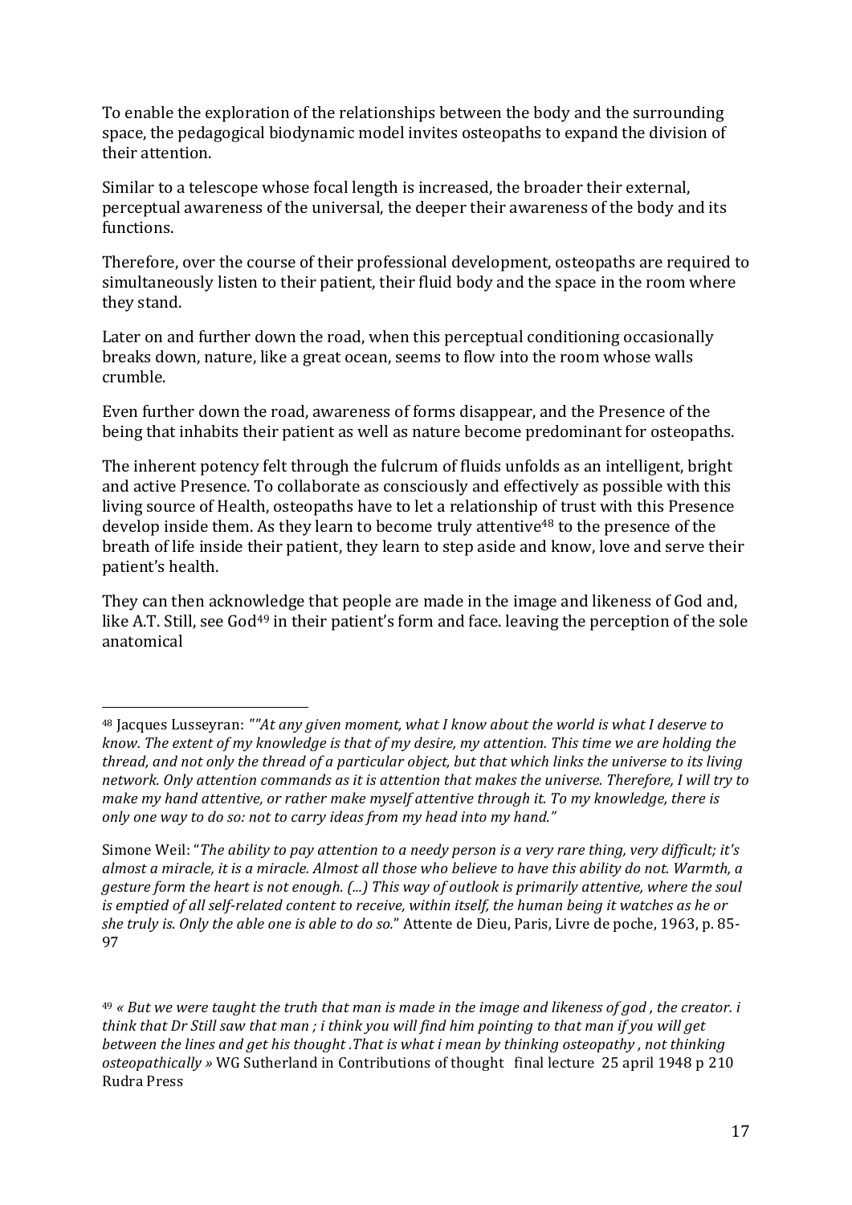To enable the exploration of the relationships between the body and the surrounding space, the pedagogical biodynamic model invites osteopaths to expand the division of their attention.

Similar to a telescope whose focal length is increased, the broader their external, perceptual awareness of the universal, the deeper their awareness of the body and its functions.

Therefore, over the course of their professional development, osteopaths are required to simultaneously listen to their patient, their fluid body and the space in the room where they stand.

Later on and further down the road, when this perceptual conditioning occasionally breaks down, nature, like a great ocean, seems to flow into the room whose walls crumble.

Even further down the road, awareness of forms disappear, and the Presence of the being that inhabits their patient as well as nature become predominant for osteopaths.

The inherent potency felt through the fulcrum of fluids unfolds as an intelligent, bright and active Presence. To collaborate as consciously and effectively as possible with this living source of Health, osteopaths have to let a relationship of trust with this Presence develop inside them. As they learn to become truly attentive[48] to the presence of the breath of life inside their patient, they learn to step aside and know, love and serve their patient's health.

They can then acknowledge that people are made in the image and likeness of God and, like A.T. Still, see God[49] in their patient's form and face. leaving the perception of the sole anatomical

---

[48] Jacques Lusseyran: *""At any given moment, what I know about the world is what I deserve to know. The extent of my knowledge is that of my desire, my attention. This time we are holding the thread, and not only the thread of a particular object, but that which links the universe to its living network. Only attention commands as it is attention that makes the universe. Therefore, I will try to make my hand attentive, or rather make myself attentive through it. To my knowledge, there is only one way to do so: not to carry ideas from my head into my hand."*

Simone Weil: "*The ability to pay attention to a needy person is a very rare thing, very difficult; it's almost a miracle, it is a miracle. Almost all those who believe to have this ability do not. Warmth, a gesture form the heart is not enough. (...) This way of outlook is primarily attentive, where the soul is emptied of all self-related content to receive, within itself, the human being it watches as he or she truly is. Only the able one is able to do so.*" Attente de Dieu, Paris, Livre de poche, 1963, p. 85-97

[49] *« But we were taught the truth that man is made in the image and likeness of god , the creator. i think that Dr Still saw that man ; i think you will find him pointing to that man if you will get between the lines and get his thought .That is what i mean by thinking osteopathy , not thinking osteopathically »* WG Sutherland in Contributions of thought final lecture 25 april 1948 p 210 Rudra Press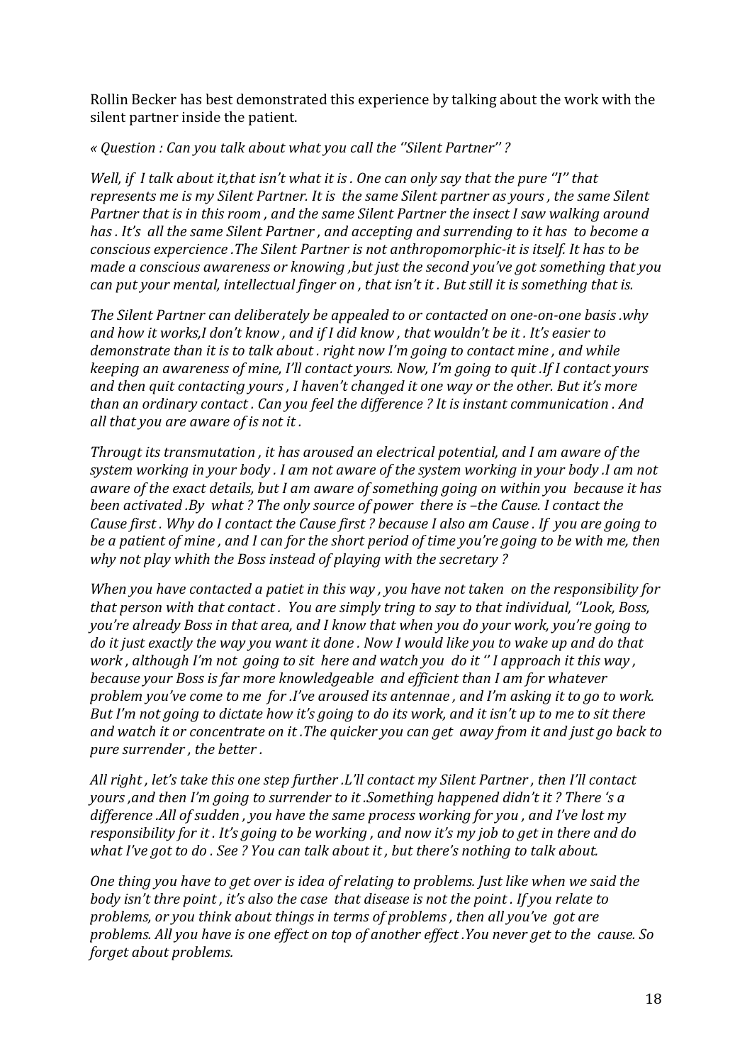Rollin Becker has best demonstrated this experience by talking about the work with the silent partner inside the patient.

*« Question : Can you talk about what you call the ''Silent Partner'' ?*

*Well, if I talk about it,that isn't what it is . One can only say that the pure ''I'' that represents me is my Silent Partner. It is the same Silent partner as yours , the same Silent Partner that is in this room , and the same Silent Partner the insect I saw walking around has . It's all the same Silent Partner , and accepting and surrending to it has to become a conscious expercience .The Silent Partner is not anthropomorphic-it is itself. It has to be made a conscious awareness or knowing ,but just the second you've got something that you can put your mental, intellectual finger on , that isn't it . But still it is something that is.*

*The Silent Partner can deliberately be appealed to or contacted on one-on-one basis .why and how it works,I don't know , and if I did know , that wouldn't be it . It's easier to demonstrate than it is to talk about . right now I'm going to contact mine , and while keeping an awareness of mine, I'll contact yours. Now, I'm going to quit .If I contact yours and then quit contacting yours , I haven't changed it one way or the other. But it's more than an ordinary contact . Can you feel the difference ? It is instant communication . And all that you are aware of is not it .*

*Througt its transmutation , it has aroused an electrical potential, and I am aware of the system working in your body . I am not aware of the system working in your body .I am not aware of the exact details, but I am aware of something going on within you because it has been activated .By what ? The only source of power there is –the Cause. I contact the Cause first . Why do I contact the Cause first ? because I also am Cause . If you are going to be a patient of mine , and I can for the short period of time you're going to be with me, then why not play whith the Boss instead of playing with the secretary ?*

*When you have contacted a patiet in this way , you have not taken on the responsibility for that person with that contact . You are simply tring to say to that individual, ''Look, Boss, you're already Boss in that area, and I know that when you do your work, you're going to do it just exactly the way you want it done . Now I would like you to wake up and do that work , although I'm not going to sit here and watch you do it '' I approach it this way , because your Boss is far more knowledgeable and efficient than I am for whatever problem you've come to me for .I've aroused its antennae , and I'm asking it to go to work. But I'm not going to dictate how it's going to do its work, and it isn't up to me to sit there and watch it or concentrate on it .The quicker you can get away from it and just go back to pure surrender , the better .*

*All right , let's take this one step further .L'll contact my Silent Partner , then I'll contact yours ,and then I'm going to surrender to it .Something happened didn't it ? There 's a difference .All of sudden , you have the same process working for you , and I've lost my responsibility for it . It's going to be working , and now it's my job to get in there and do what I've got to do . See ? You can talk about it , but there's nothing to talk about.*

*One thing you have to get over is idea of relating to problems. Just like when we said the body isn't thre point , it's also the case that disease is not the point . If you relate to problems, or you think about things in terms of problems , then all you've got are problems. All you have is one effect on top of another effect .You never get to the cause. So forget about problems.*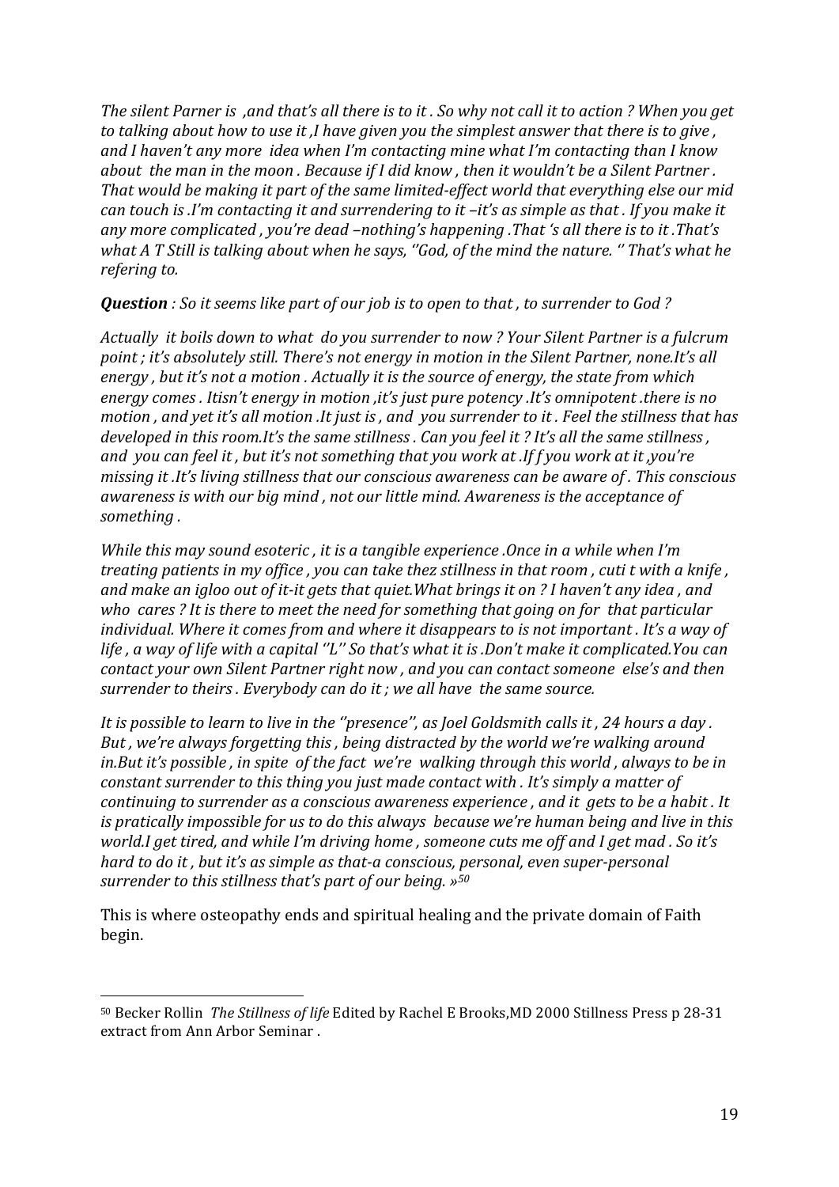*The silent Parner is ,and that's all there is to it . So why not call it to action ? When you get to talking about how to use it ,I have given you the simplest answer that there is to give , and I haven't any more idea when I'm contacting mine what I'm contacting than I know about the man in the moon . Because if I did know , then it wouldn't be a Silent Partner . That would be making it part of the same limited-effect world that everything else our mid can touch is .I'm contacting it and surrendering to it –it's as simple as that . If you make it any more complicated , you're dead –nothing's happening .That 's all there is to it .That's what A T Still is talking about when he says, ''God, of the mind the nature. '' That's what he refering to.*

***Question** : So it seems like part of our job is to open to that , to surrender to God ?*

*Actually it boils down to what do you surrender to now ? Your Silent Partner is a fulcrum point ; it's absolutely still. There's not energy in motion in the Silent Partner, none.It's all energy , but it's not a motion . Actually it is the source of energy, the state from which energy comes . Itisn't energy in motion ,it's just pure potency .It's omnipotent .there is no motion , and yet it's all motion .It just is , and you surrender to it . Feel the stillness that has developed in this room.It's the same stillness . Can you feel it ? It's all the same stillness , and you can feel it , but it's not something that you work at .If f you work at it ,you're missing it .It's living stillness that our conscious awareness can be aware of . This conscious awareness is with our big mind , not our little mind. Awareness is the acceptance of something .*

*While this may sound esoteric , it is a tangible experience .Once in a while when I'm treating patients in my office , you can take thez stillness in that room , cuti t with a knife , and make an igloo out of it-it gets that quiet.What brings it on ? I haven't any idea , and who cares ? It is there to meet the need for something that going on for that particular individual. Where it comes from and where it disappears to is not important . It's a way of life , a way of life with a capital ''L'' So that's what it is .Don't make it complicated.You can contact your own Silent Partner right now , and you can contact someone else's and then surrender to theirs . Everybody can do it ; we all have the same source.*

*It is possible to learn to live in the ''presence'', as Joel Goldsmith calls it , 24 hours a day . But , we're always forgetting this , being distracted by the world we're walking around in.But it's possible , in spite of the fact we're walking through this world , always to be in constant surrender to this thing you just made contact with . It's simply a matter of continuing to surrender as a conscious awareness experience , and it gets to be a habit . It is pratically impossible for us to do this always because we're human being and live in this world.I get tired, and while I'm driving home , someone cuts me off and I get mad . So it's hard to do it , but it's as simple as that-a conscious, personal, even super-personal surrender to this stillness that's part of our being. »*[50]

This is where osteopathy ends and spiritual healing and the private domain of Faith begin.

---

[50] Becker Rollin *The Stillness of life* Edited by Rachel E Brooks,MD 2000 Stillness Press p 28-31 extract from Ann Arbor Seminar .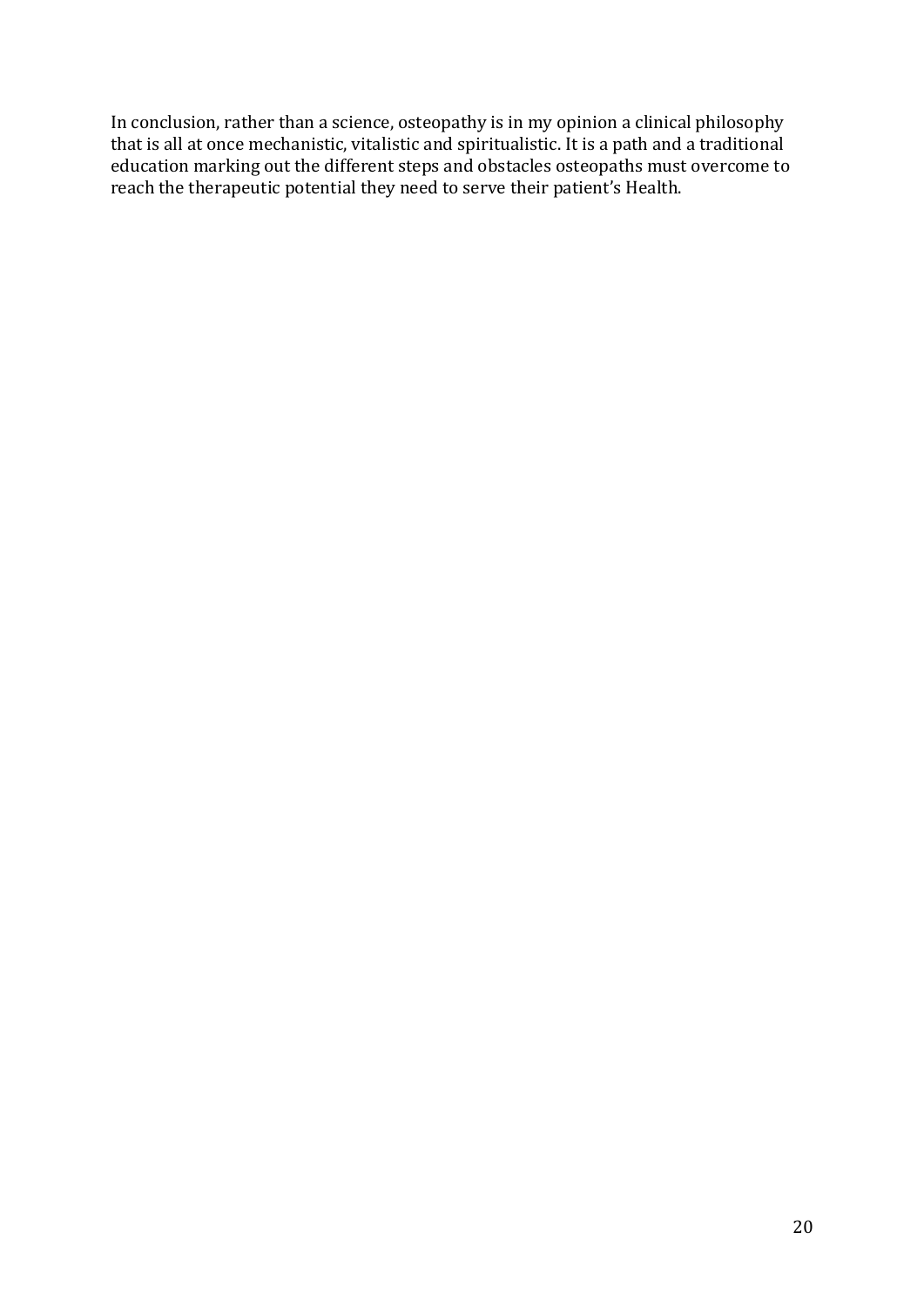In conclusion, rather than a science, osteopathy is in my opinion a clinical philosophy that is all at once mechanistic, vitalistic and spiritualistic. It is a path and a traditional education marking out the different steps and obstacles osteopaths must overcome to reach the therapeutic potential they need to serve their patient's Health.